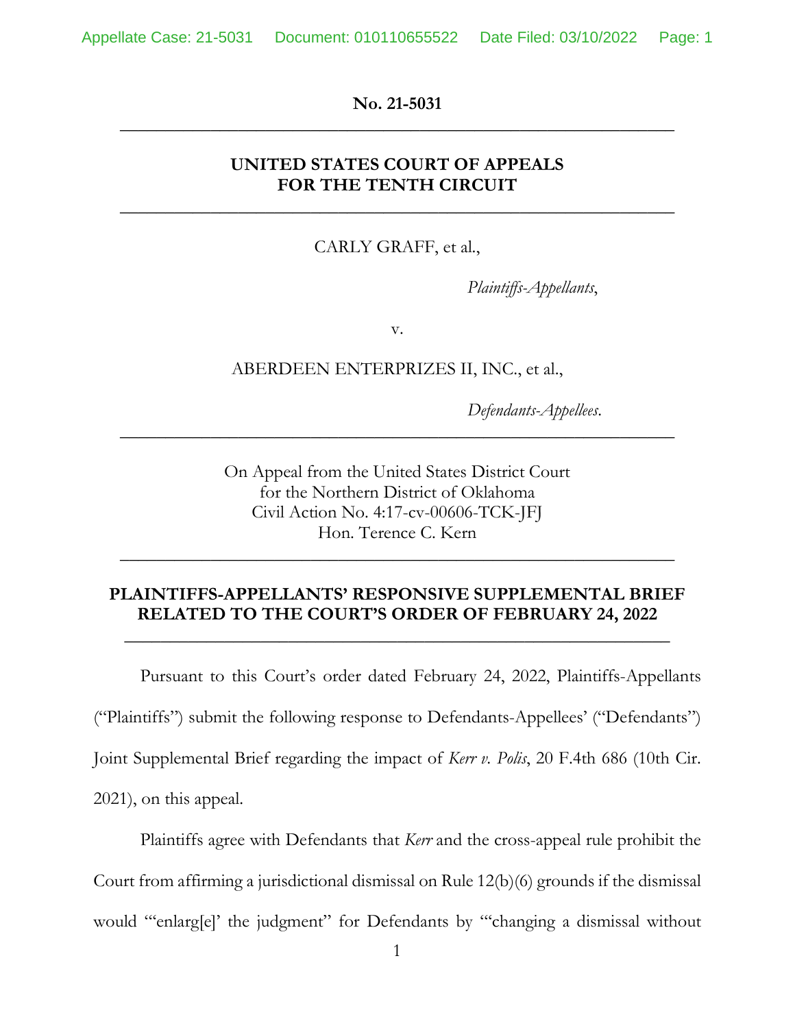**No. 21-5031**

---

**UNITED STATES COURT OF APPEALS**
**FOR THE TENTH CIRCUIT**

---

CARLY GRAFF, et al.,

*Plaintiffs-Appellants*,

v.

ABERDEEN ENTERPRIZES II, INC., et al.,

*Defendants-Appellees*.

---

On Appeal from the United States District Court
for the Northern District of Oklahoma
Civil Action No. 4:17-cv-00606-TCK-JFJ
Hon. Terence C. Kern

---

**PLAINTIFFS-APPELLANTS' RESPONSIVE SUPPLEMENTAL BRIEF RELATED TO THE COURT'S ORDER OF FEBRUARY 24, 2022**

---

Pursuant to this Court's order dated February 24, 2022, Plaintiffs-Appellants ("Plaintiffs") submit the following response to Defendants-Appellees' ("Defendants") Joint Supplemental Brief regarding the impact of *Kerr v. Polis*, 20 F.4th 686 (10th Cir. 2021), on this appeal.

Plaintiffs agree with Defendants that *Kerr* and the cross-appeal rule prohibit the Court from affirming a jurisdictional dismissal on Rule 12(b)(6) grounds if the dismissal would "'enlarg[e]' the judgment" for Defendants by "'changing a dismissal without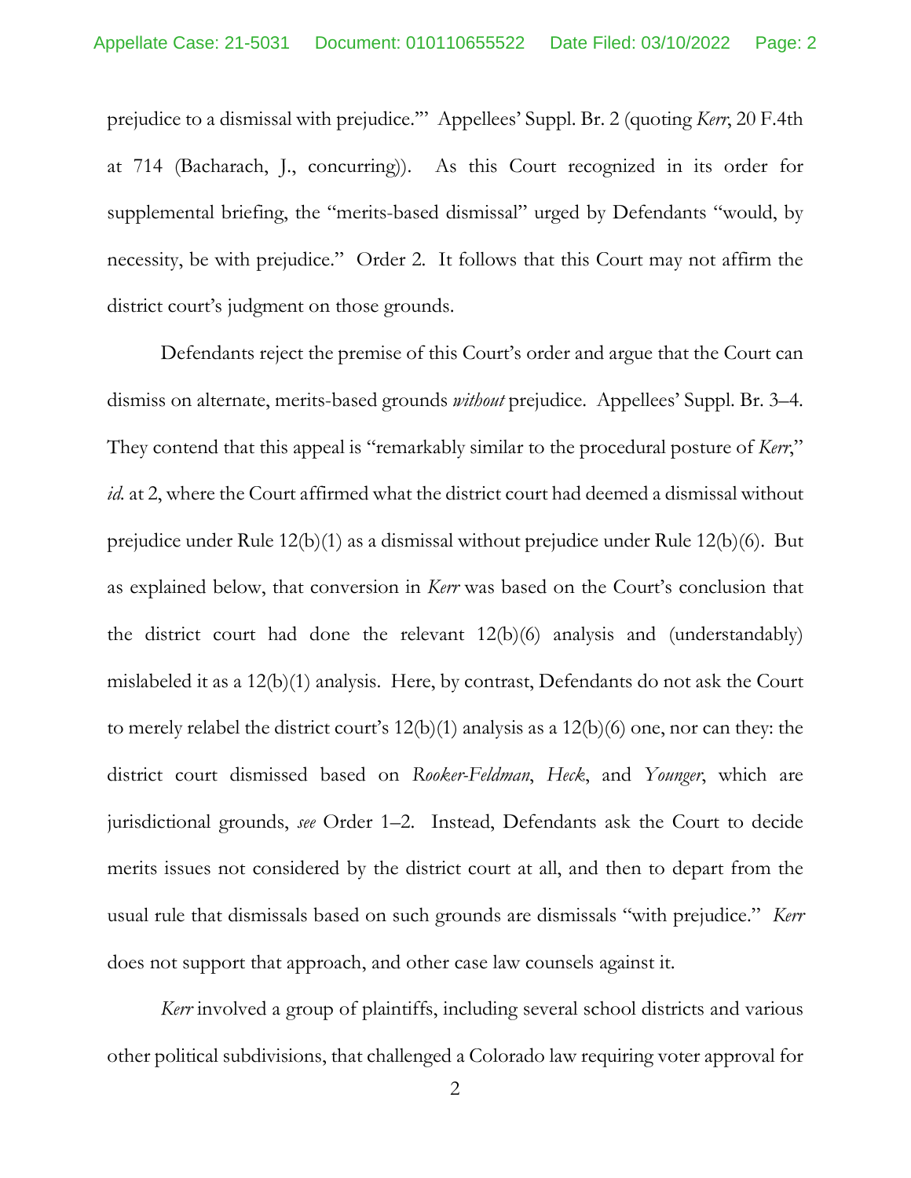prejudice to a dismissal with prejudice.'" Appellees' Suppl. Br. 2 (quoting *Kerr*, 20 F.4th at 714 (Bacharach, J., concurring)). As this Court recognized in its order for supplemental briefing, the "merits-based dismissal" urged by Defendants "would, by necessity, be with prejudice." Order 2. It follows that this Court may not affirm the district court's judgment on those grounds.

Defendants reject the premise of this Court's order and argue that the Court can dismiss on alternate, merits-based grounds *without* prejudice. Appellees' Suppl. Br. 3–4. They contend that this appeal is "remarkably similar to the procedural posture of *Kerr*," *id.* at 2, where the Court affirmed what the district court had deemed a dismissal without prejudice under Rule 12(b)(1) as a dismissal without prejudice under Rule 12(b)(6). But as explained below, that conversion in *Kerr* was based on the Court's conclusion that the district court had done the relevant 12(b)(6) analysis and (understandably) mislabeled it as a 12(b)(1) analysis. Here, by contrast, Defendants do not ask the Court to merely relabel the district court's 12(b)(1) analysis as a 12(b)(6) one, nor can they: the district court dismissed based on *Rooker-Feldman*, *Heck*, and *Younger*, which are jurisdictional grounds, *see* Order 1–2. Instead, Defendants ask the Court to decide merits issues not considered by the district court at all, and then to depart from the usual rule that dismissals based on such grounds are dismissals "with prejudice." *Kerr* does not support that approach, and other case law counsels against it.

*Kerr* involved a group of plaintiffs, including several school districts and various other political subdivisions, that challenged a Colorado law requiring voter approval for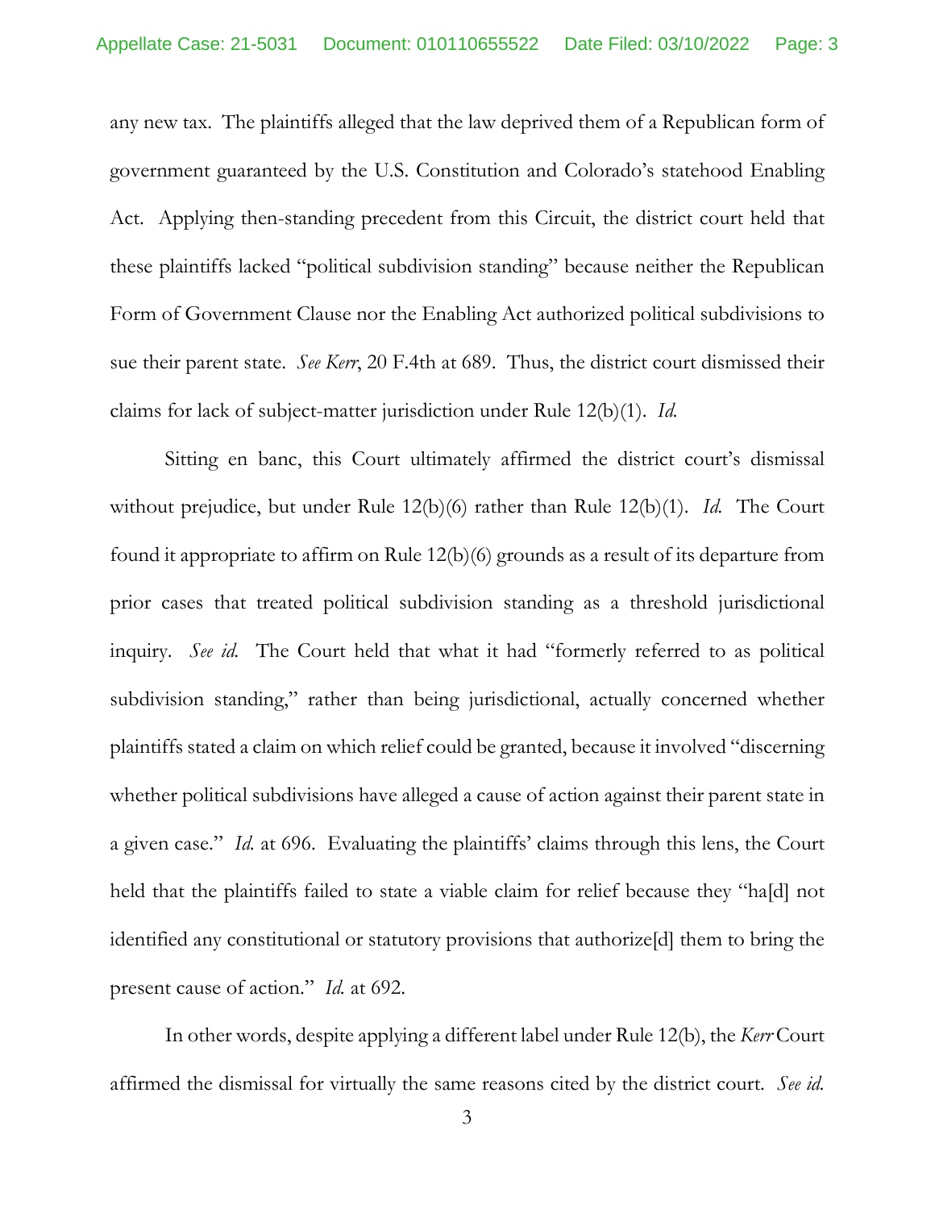any new tax. The plaintiffs alleged that the law deprived them of a Republican form of government guaranteed by the U.S. Constitution and Colorado's statehood Enabling Act. Applying then-standing precedent from this Circuit, the district court held that these plaintiffs lacked "political subdivision standing" because neither the Republican Form of Government Clause nor the Enabling Act authorized political subdivisions to sue their parent state. *See Kerr*, 20 F.4th at 689. Thus, the district court dismissed their claims for lack of subject-matter jurisdiction under Rule 12(b)(1). *Id.*

Sitting en banc, this Court ultimately affirmed the district court's dismissal without prejudice, but under Rule 12(b)(6) rather than Rule 12(b)(1). *Id.* The Court found it appropriate to affirm on Rule 12(b)(6) grounds as a result of its departure from prior cases that treated political subdivision standing as a threshold jurisdictional inquiry. *See id.* The Court held that what it had "formerly referred to as political subdivision standing," rather than being jurisdictional, actually concerned whether plaintiffs stated a claim on which relief could be granted, because it involved "discerning whether political subdivisions have alleged a cause of action against their parent state in a given case." *Id.* at 696. Evaluating the plaintiffs' claims through this lens, the Court held that the plaintiffs failed to state a viable claim for relief because they "ha[d] not identified any constitutional or statutory provisions that authorize[d] them to bring the present cause of action." *Id.* at 692.

In other words, despite applying a different label under Rule 12(b), the *Kerr* Court affirmed the dismissal for virtually the same reasons cited by the district court. *See id.*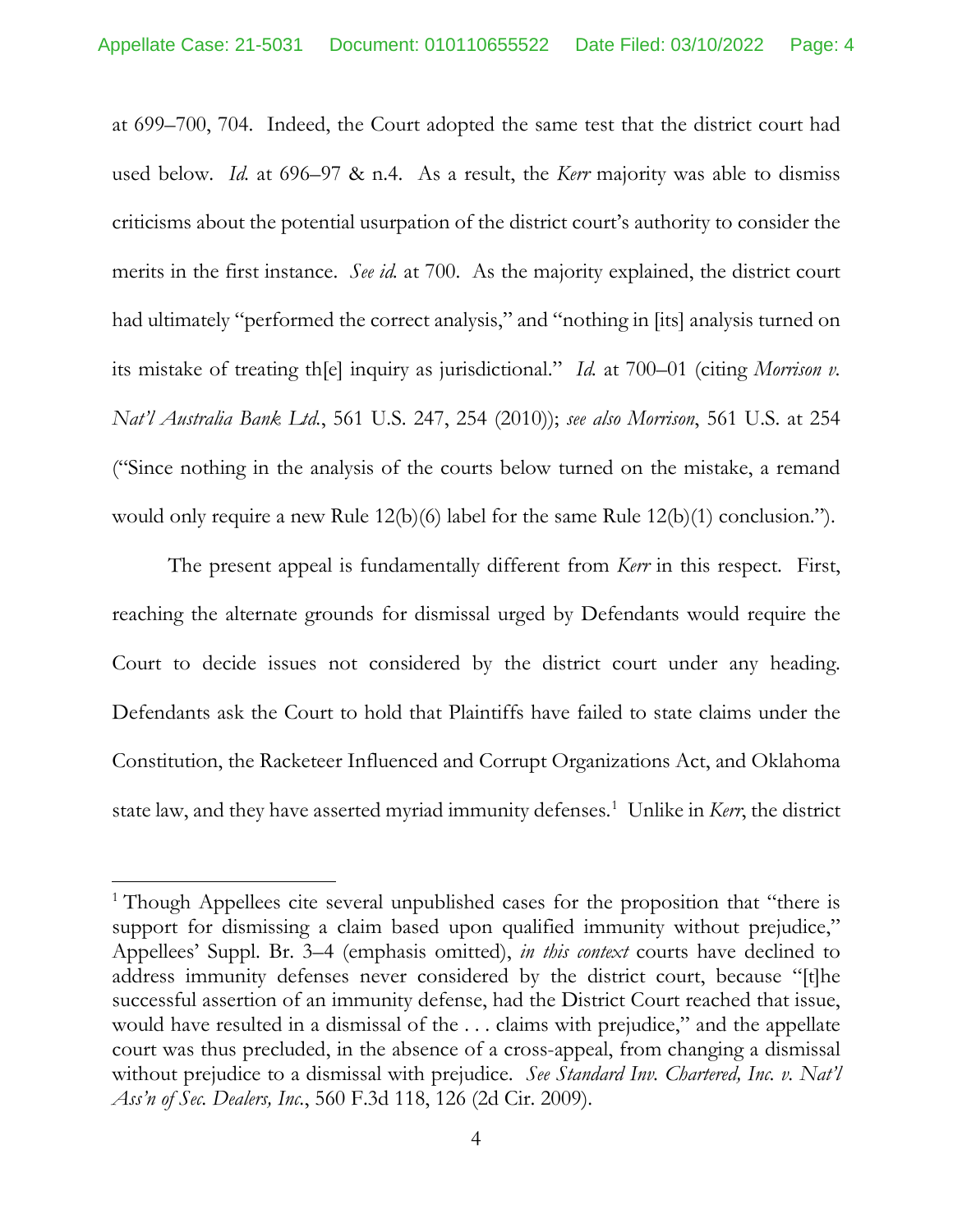at 699–700, 704. Indeed, the Court adopted the same test that the district court had used below. *Id.* at 696–97 & n.4. As a result, the *Kerr* majority was able to dismiss criticisms about the potential usurpation of the district court's authority to consider the merits in the first instance. *See id.* at 700. As the majority explained, the district court had ultimately "performed the correct analysis," and "nothing in [its] analysis turned on its mistake of treating th[e] inquiry as jurisdictional." *Id.* at 700–01 (citing *Morrison v. Nat'l Australia Bank Ltd.*, 561 U.S. 247, 254 (2010)); *see also Morrison*, 561 U.S. at 254 ("Since nothing in the analysis of the courts below turned on the mistake, a remand would only require a new Rule 12(b)(6) label for the same Rule 12(b)(1) conclusion.").

The present appeal is fundamentally different from *Kerr* in this respect. First, reaching the alternate grounds for dismissal urged by Defendants would require the Court to decide issues not considered by the district court under any heading. Defendants ask the Court to hold that Plaintiffs have failed to state claims under the Constitution, the Racketeer Influenced and Corrupt Organizations Act, and Oklahoma state law, and they have asserted myriad immunity defenses.[1] Unlike in *Kerr*, the district

---

[1] Though Appellees cite several unpublished cases for the proposition that "there is support for dismissing a claim based upon qualified immunity without prejudice," Appellees' Suppl. Br. 3–4 (emphasis omitted), *in this context* courts have declined to address immunity defenses never considered by the district court, because "[t]he successful assertion of an immunity defense, had the District Court reached that issue, would have resulted in a dismissal of the . . . claims with prejudice," and the appellate court was thus precluded, in the absence of a cross-appeal, from changing a dismissal without prejudice to a dismissal with prejudice. *See Standard Inv. Chartered, Inc. v. Nat'l Ass'n of Sec. Dealers, Inc.*, 560 F.3d 118, 126 (2d Cir. 2009).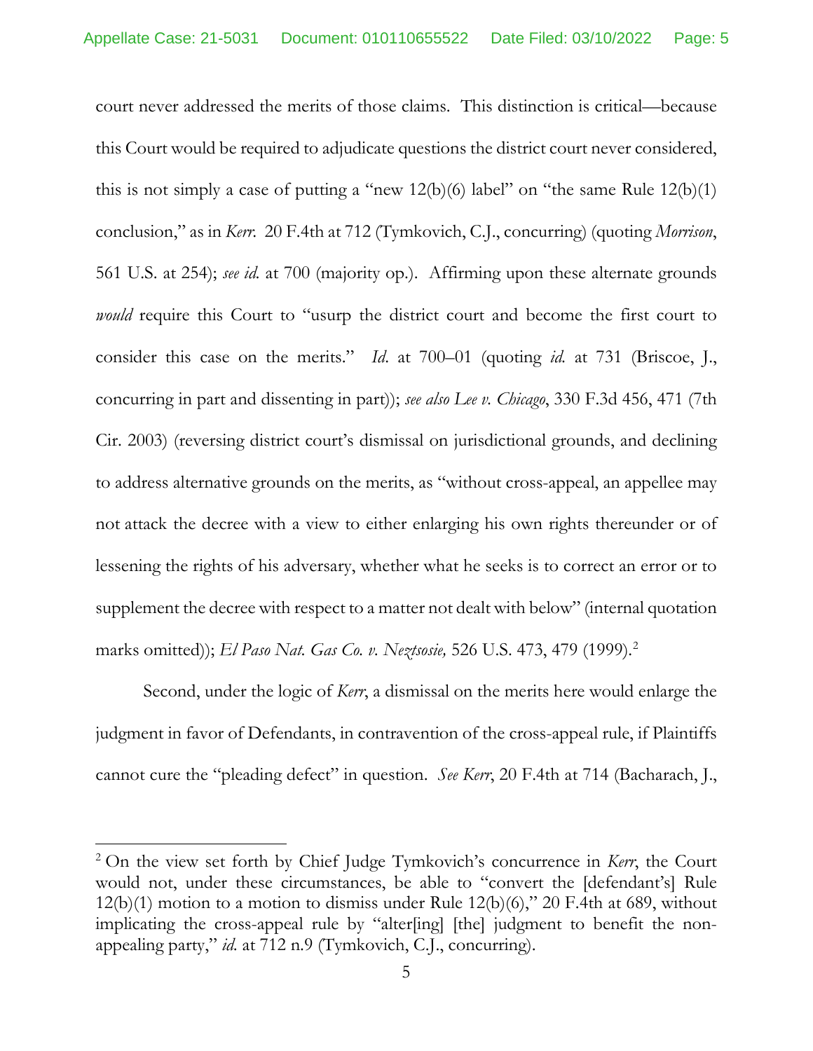court never addressed the merits of those claims. This distinction is critical—because this Court would be required to adjudicate questions the district court never considered, this is not simply a case of putting a "new 12(b)(6) label" on "the same Rule 12(b)(1) conclusion," as in *Kerr*. 20 F.4th at 712 (Tymkovich, C.J., concurring) (quoting *Morrison*, 561 U.S. at 254); *see id.* at 700 (majority op.). Affirming upon these alternate grounds *would* require this Court to "usurp the district court and become the first court to consider this case on the merits." *Id.* at 700–01 (quoting *id.* at 731 (Briscoe, J., concurring in part and dissenting in part)); *see also Lee v. Chicago*, 330 F.3d 456, 471 (7th Cir. 2003) (reversing district court's dismissal on jurisdictional grounds, and declining to address alternative grounds on the merits, as "without cross-appeal, an appellee may not attack the decree with a view to either enlarging his own rights thereunder or of lessening the rights of his adversary, whether what he seeks is to correct an error or to supplement the decree with respect to a matter not dealt with below" (internal quotation marks omitted)); *El Paso Nat. Gas Co. v. Neztsosie,* 526 U.S. 473, 479 (1999).[2]

Second, under the logic of *Kerr*, a dismissal on the merits here would enlarge the judgment in favor of Defendants, in contravention of the cross-appeal rule, if Plaintiffs cannot cure the "pleading defect" in question. *See Kerr*, 20 F.4th at 714 (Bacharach, J.,

---

[2] On the view set forth by Chief Judge Tymkovich's concurrence in *Kerr*, the Court would not, under these circumstances, be able to "convert the [defendant's] Rule 12(b)(1) motion to a motion to dismiss under Rule 12(b)(6)," 20 F.4th at 689, without implicating the cross-appeal rule by "alter[ing] [the] judgment to benefit the non-appealing party," *id.* at 712 n.9 (Tymkovich, C.J., concurring).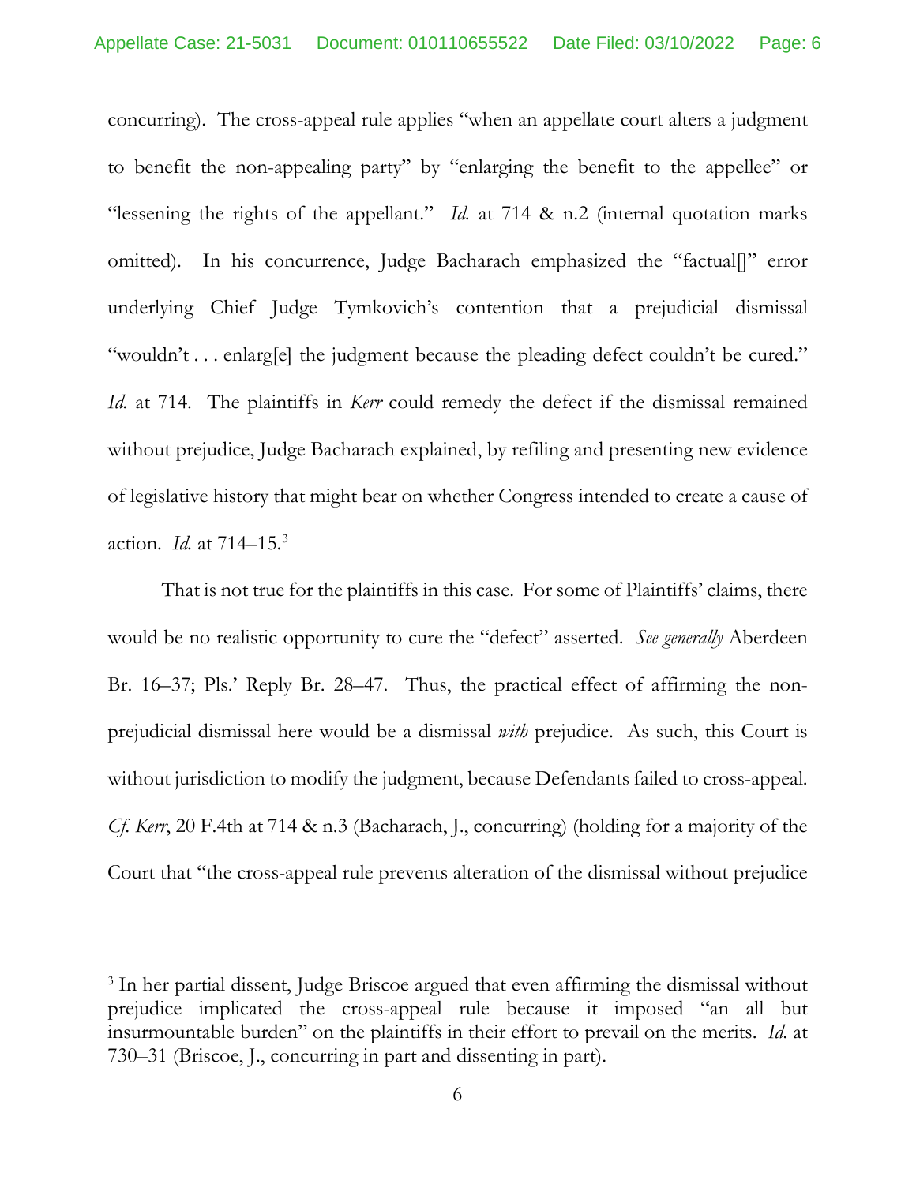concurring). The cross-appeal rule applies "when an appellate court alters a judgment to benefit the non-appealing party" by "enlarging the benefit to the appellee" or "lessening the rights of the appellant." *Id.* at 714 & n.2 (internal quotation marks omitted). In his concurrence, Judge Bacharach emphasized the "factual[]" error underlying Chief Judge Tymkovich's contention that a prejudicial dismissal "wouldn't . . . enlarg[e] the judgment because the pleading defect couldn't be cured." *Id.* at 714. The plaintiffs in *Kerr* could remedy the defect if the dismissal remained without prejudice, Judge Bacharach explained, by refiling and presenting new evidence of legislative history that might bear on whether Congress intended to create a cause of action. *Id.* at 714–15.[3]

That is not true for the plaintiffs in this case. For some of Plaintiffs' claims, there would be no realistic opportunity to cure the "defect" asserted. *See generally* Aberdeen Br. 16–37; Pls.' Reply Br. 28–47. Thus, the practical effect of affirming the non-prejudicial dismissal here would be a dismissal *with* prejudice. As such, this Court is without jurisdiction to modify the judgment, because Defendants failed to cross-appeal. *Cf. Kerr*, 20 F.4th at 714 & n.3 (Bacharach, J., concurring) (holding for a majority of the Court that "the cross-appeal rule prevents alteration of the dismissal without prejudice

[3] In her partial dissent, Judge Briscoe argued that even affirming the dismissal without prejudice implicated the cross-appeal rule because it imposed "an all but insurmountable burden" on the plaintiffs in their effort to prevail on the merits. *Id.* at 730–31 (Briscoe, J., concurring in part and dissenting in part).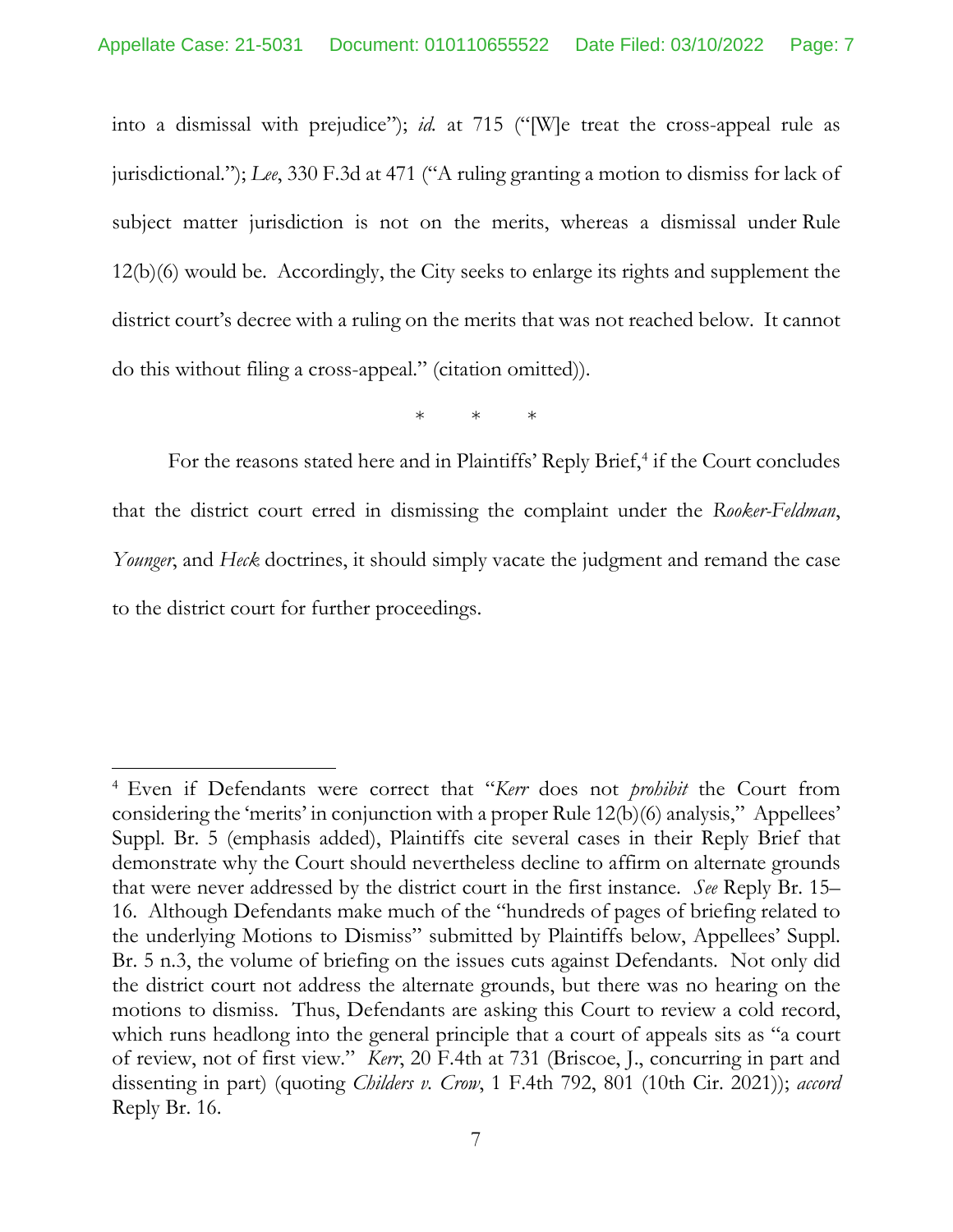into a dismissal with prejudice"); *id.* at 715 ("[W]e treat the cross-appeal rule as jurisdictional."); *Lee*, 330 F.3d at 471 ("A ruling granting a motion to dismiss for lack of subject matter jurisdiction is not on the merits, whereas a dismissal under Rule 12(b)(6) would be. Accordingly, the City seeks to enlarge its rights and supplement the district court's decree with a ruling on the merits that was not reached below. It cannot do this without filing a cross-appeal." (citation omitted)).

\* \* \*

For the reasons stated here and in Plaintiffs' Reply Brief,[4] if the Court concludes that the district court erred in dismissing the complaint under the *Rooker-Feldman*, *Younger*, and *Heck* doctrines, it should simply vacate the judgment and remand the case to the district court for further proceedings.

---

[4] Even if Defendants were correct that "*Kerr* does not *prohibit* the Court from considering the 'merits' in conjunction with a proper Rule 12(b)(6) analysis," Appellees' Suppl. Br. 5 (emphasis added), Plaintiffs cite several cases in their Reply Brief that demonstrate why the Court should nevertheless decline to affirm on alternate grounds that were never addressed by the district court in the first instance. *See* Reply Br. 15–16. Although Defendants make much of the "hundreds of pages of briefing related to the underlying Motions to Dismiss" submitted by Plaintiffs below, Appellees' Suppl. Br. 5 n.3, the volume of briefing on the issues cuts against Defendants. Not only did the district court not address the alternate grounds, but there was no hearing on the motions to dismiss. Thus, Defendants are asking this Court to review a cold record, which runs headlong into the general principle that a court of appeals sits as "a court of review, not of first view." *Kerr*, 20 F.4th at 731 (Briscoe, J., concurring in part and dissenting in part) (quoting *Childers v. Crow*, 1 F.4th 792, 801 (10th Cir. 2021)); *accord* Reply Br. 16.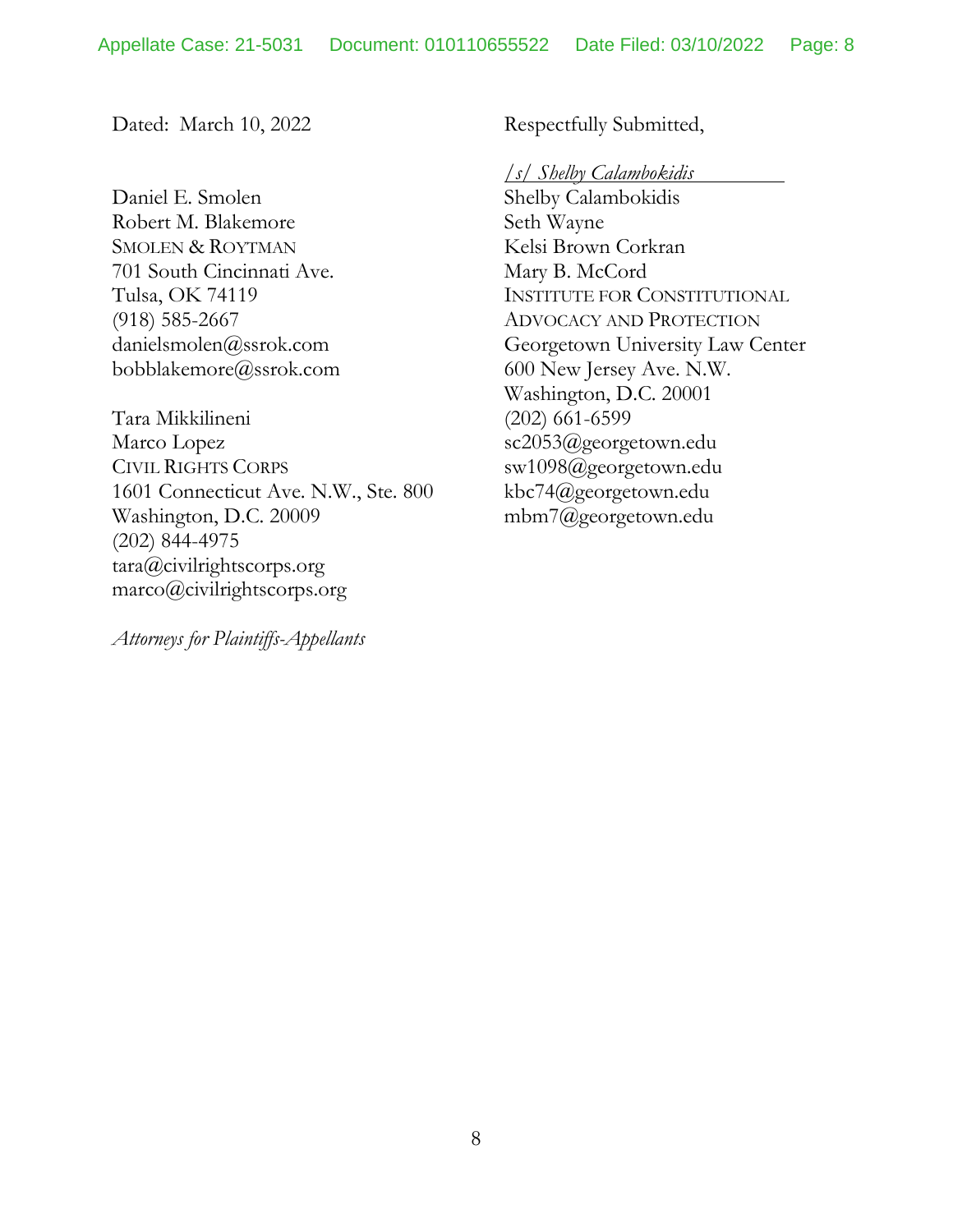Dated: March 10, 2022

Respectfully Submitted,

*/s/ Shelby Calambokidis*
Shelby Calambokidis
Seth Wayne
Kelsi Brown Corkran
Mary B. McCord
INSTITUTE FOR CONSTITUTIONAL ADVOCACY AND PROTECTION
Georgetown University Law Center
600 New Jersey Ave. N.W.
Washington, D.C. 20001
(202) 661-6599
sc2053@georgetown.edu
sw1098@georgetown.edu
kbc74@georgetown.edu
mbm7@georgetown.edu

Daniel E. Smolen
Robert M. Blakemore
SMOLEN & ROYTMAN
701 South Cincinnati Ave.
Tulsa, OK 74119
(918) 585-2667
danielsmolen@ssrok.com
bobblakemore@ssrok.com

Tara Mikkilineni
Marco Lopez
CIVIL RIGHTS CORPS
1601 Connecticut Ave. N.W., Ste. 800
Washington, D.C. 20009
(202) 844-4975
tara@civilrightscorps.org
marco@civilrightscorps.org

*Attorneys for Plaintiffs-Appellants*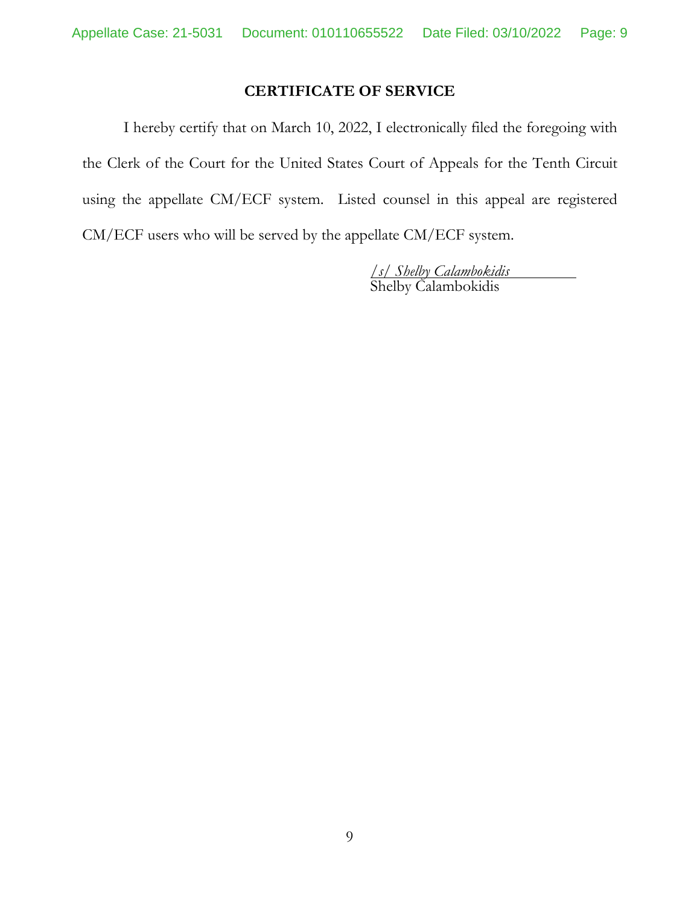## CERTIFICATE OF SERVICE

I hereby certify that on March 10, 2022, I electronically filed the foregoing with the Clerk of the Court for the United States Court of Appeals for the Tenth Circuit using the appellate CM/ECF system. Listed counsel in this appeal are registered CM/ECF users who will be served by the appellate CM/ECF system.

*/s/ Shelby Calambokidis*
Shelby Calambokidis